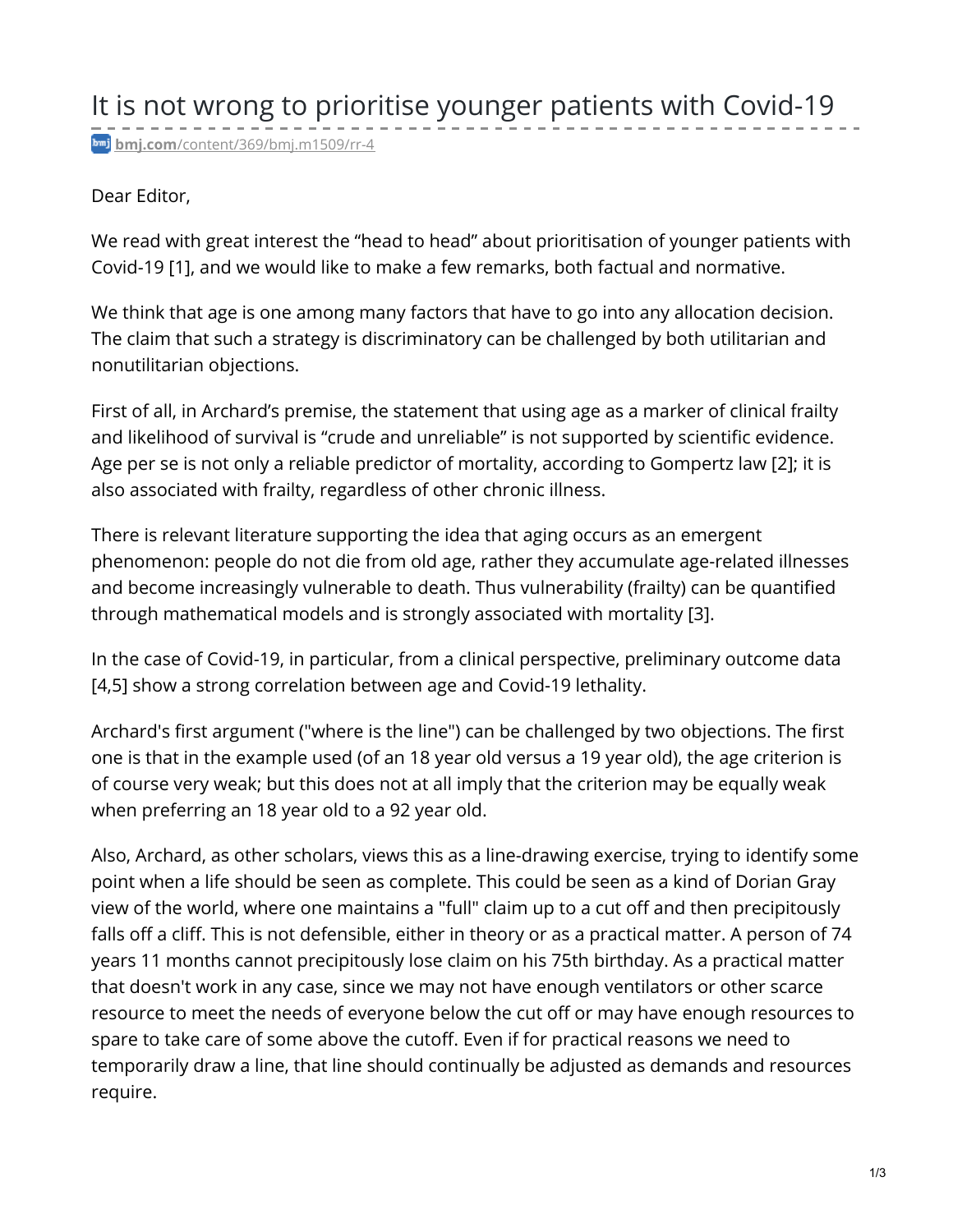# It is not wrong to prioritise younger patients with Covid-19

bmj.com/content/369/bmj.m1509/rr-4

Dear Editor,

We read with great interest the "head to head" about prioritisation of younger patients with Covid-19 [1], and we would like to make a few remarks, both factual and normative.

We think that age is one among many factors that have to go into any allocation decision. The claim that such a strategy is discriminatory can be challenged by both utilitarian and nonutilitarian objections.

First of all, in Archard's premise, the statement that using age as a marker of clinical frailty and likelihood of survival is "crude and unreliable" is not supported by scientific evidence. Age per se is not only a reliable predictor of mortality, according to Gompertz law [2]; it is also associated with frailty, regardless of other chronic illness.

There is relevant literature supporting the idea that aging occurs as an emergent phenomenon: people do not die from old age, rather they accumulate age-related illnesses and become increasingly vulnerable to death. Thus vulnerability (frailty) can be quantified through mathematical models and is strongly associated with mortality [3].

In the case of Covid-19, in particular, from a clinical perspective, preliminary outcome data [4,5] show a strong correlation between age and Covid-19 lethality.

Archard's first argument ("where is the line") can be challenged by two objections. The first one is that in the example used (of an 18 year old versus a 19 year old), the age criterion is of course very weak; but this does not at all imply that the criterion may be equally weak when preferring an 18 year old to a 92 year old.

Also, Archard, as other scholars, views this as a line-drawing exercise, trying to identify some point when a life should be seen as complete. This could be seen as a kind of Dorian Gray view of the world, where one maintains a "full" claim up to a cut off and then precipitously falls off a cliff. This is not defensible, either in theory or as a practical matter. A person of 74 years 11 months cannot precipitously lose claim on his 75th birthday. As a practical matter that doesn't work in any case, since we may not have enough ventilators or other scarce resource to meet the needs of everyone below the cut off or may have enough resources to spare to take care of some above the cutoff. Even if for practical reasons we need to temporarily draw a line, that line should continually be adjusted as demands and resources require.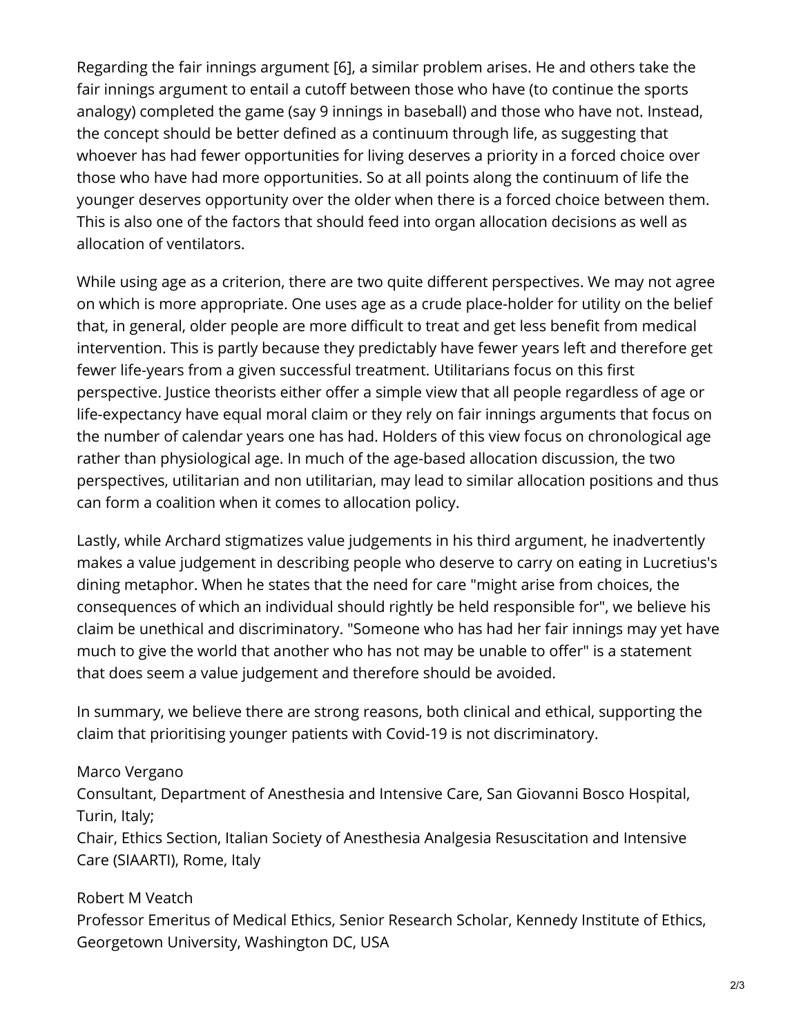Regarding the fair innings argument [6], a similar problem arises. He and others take the fair innings argument to entail a cutoff between those who have (to continue the sports analogy) completed the game (say 9 innings in baseball) and those who have not. Instead, the concept should be better defined as a continuum through life, as suggesting that whoever has had fewer opportunities for living deserves a priority in a forced choice over those who have had more opportunities. So at all points along the continuum of life the younger deserves opportunity over the older when there is a forced choice between them. This is also one of the factors that should feed into organ allocation decisions as well as allocation of ventilators.

While using age as a criterion, there are two quite different perspectives. We may not agree on which is more appropriate. One uses age as a crude place-holder for utility on the belief that, in general, older people are more difficult to treat and get less benefit from medical intervention. This is partly because they predictably have fewer years left and therefore get fewer life-years from a given successful treatment. Utilitarians focus on this first perspective. Justice theorists either offer a simple view that all people regardless of age or life-expectancy have equal moral claim or they rely on fair innings arguments that focus on the number of calendar years one has had. Holders of this view focus on chronological age rather than physiological age. In much of the age-based allocation discussion, the two perspectives, utilitarian and non utilitarian, may lead to similar allocation positions and thus can form a coalition when it comes to allocation policy.

Lastly, while Archard stigmatizes value judgements in his third argument, he inadvertently makes a value judgement in describing people who deserve to carry on eating in Lucretius's dining metaphor. When he states that the need for care "might arise from choices, the consequences of which an individual should rightly be held responsible for", we believe his claim be unethical and discriminatory. "Someone who has had her fair innings may yet have much to give the world that another who has not may be unable to offer" is a statement that does seem a value judgement and therefore should be avoided.

In summary, we believe there are strong reasons, both clinical and ethical, supporting the claim that prioritising younger patients with Covid-19 is not discriminatory.

Marco Vergano
Consultant, Department of Anesthesia and Intensive Care, San Giovanni Bosco Hospital, Turin, Italy;
Chair, Ethics Section, Italian Society of Anesthesia Analgesia Resuscitation and Intensive Care (SIAARTI), Rome, Italy

Robert M Veatch
Professor Emeritus of Medical Ethics, Senior Research Scholar, Kennedy Institute of Ethics, Georgetown University, Washington DC, USA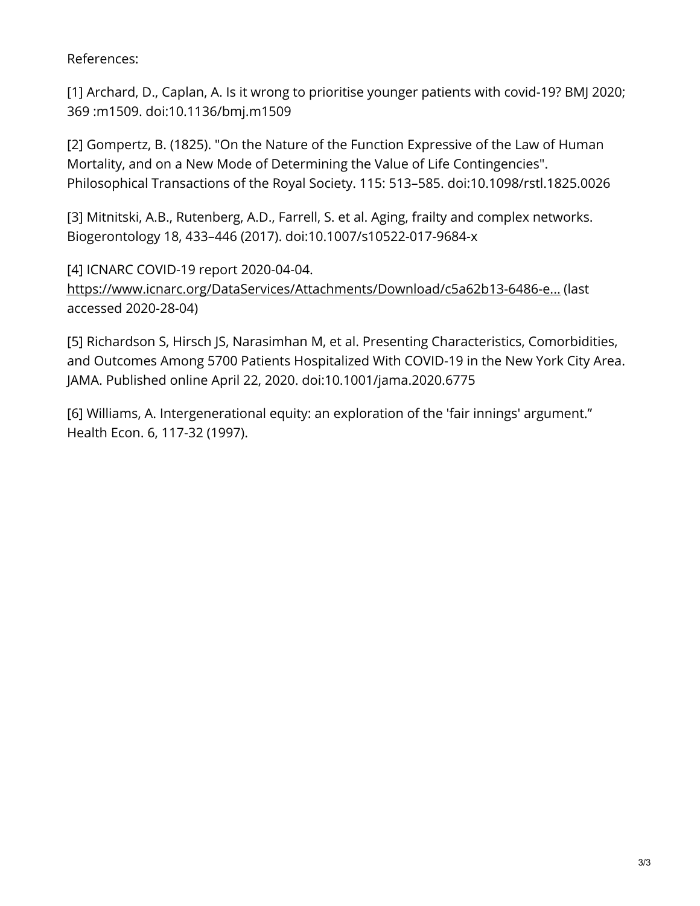References:

[1] Archard, D., Caplan, A. Is it wrong to prioritise younger patients with covid-19? BMJ 2020; 369 :m1509. doi:10.1136/bmj.m1509

[2] Gompertz, B. (1825). "On the Nature of the Function Expressive of the Law of Human Mortality, and on a New Mode of Determining the Value of Life Contingencies". Philosophical Transactions of the Royal Society. 115: 513–585. doi:10.1098/rstl.1825.0026

[3] Mitnitski, A.B., Rutenberg, A.D., Farrell, S. et al. Aging, frailty and complex networks. Biogerontology 18, 433–446 (2017). doi:10.1007/s10522-017-9684-x

[4] ICNARC COVID-19 report 2020-04-04. https://www.icnarc.org/DataServices/Attachments/Download/c5a62b13-6486-e... (last accessed 2020-28-04)

[5] Richardson S, Hirsch JS, Narasimhan M, et al. Presenting Characteristics, Comorbidities, and Outcomes Among 5700 Patients Hospitalized With COVID-19 in the New York City Area. JAMA. Published online April 22, 2020. doi:10.1001/jama.2020.6775

[6] Williams, A. Intergenerational equity: an exploration of the 'fair innings' argument." Health Econ. 6, 117-32 (1997).